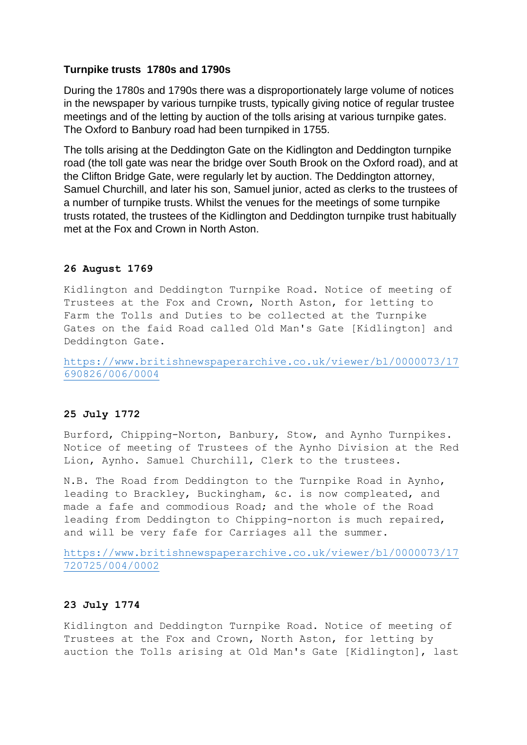**Turnpike trusts 1780s and 1790s**

During the 1780s and 1790s there was a disproportionately large volume of notices in the newspaper by various turnpike trusts, typically giving notice of regular trustee meetings and of the letting by auction of the tolls arising at various turnpike gates. The Oxford to Banbury road had been turnpiked in 1755.

The tolls arising at the Deddington Gate on the Kidlington and Deddington turnpike road (the toll gate was near the bridge over South Brook on the Oxford road), and at the Clifton Bridge Gate, were regularly let by auction. The Deddington attorney, Samuel Churchill, and later his son, Samuel junior, acted as clerks to the trustees of a number of turnpike trusts. Whilst the venues for the meetings of some turnpike trusts rotated, the trustees of the Kidlington and Deddington turnpike trust habitually met at the Fox and Crown in North Aston.

**26 August 1769**

Kidlington and Deddington Turnpike Road. Notice of meeting of Trustees at the Fox and Crown, North Aston, for letting to Farm the Tolls and Duties to be collected at the Turnpike Gates on the faid Road called Old Man's Gate [Kidlington] and Deddington Gate.

https://www.britishnewspaperarchive.co.uk/viewer/bl/0000073/17690826/006/0004

**25 July 1772**

Burford, Chipping-Norton, Banbury, Stow, and Aynho Turnpikes. Notice of meeting of Trustees of the Aynho Division at the Red Lion, Aynho. Samuel Churchill, Clerk to the trustees.

N.B. The Road from Deddington to the Turnpike Road in Aynho, leading to Brackley, Buckingham, &c. is now compleated, and made a fafe and commodious Road; and the whole of the Road leading from Deddington to Chipping-norton is much repaired, and will be very fafe for Carriages all the summer.

https://www.britishnewspaperarchive.co.uk/viewer/bl/0000073/17720725/004/0002

**23 July 1774**

Kidlington and Deddington Turnpike Road. Notice of meeting of Trustees at the Fox and Crown, North Aston, for letting by auction the Tolls arising at Old Man's Gate [Kidlington], last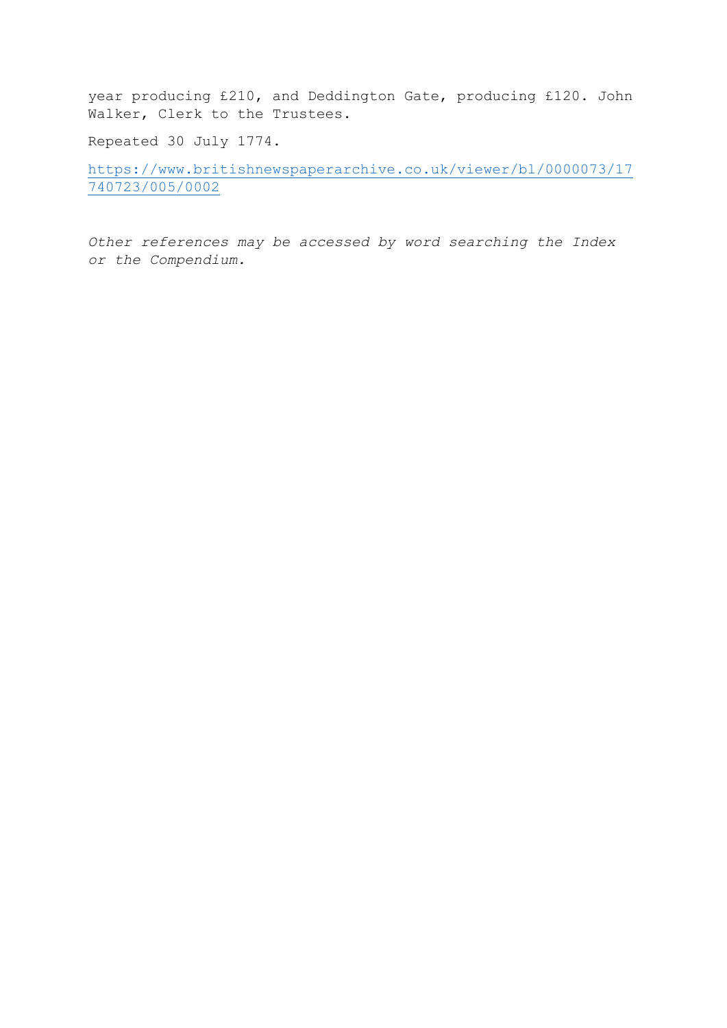year producing £210, and Deddington Gate, producing £120. John Walker, Clerk to the Trustees.

Repeated 30 July 1774.

https://www.britishnewspaperarchive.co.uk/viewer/bl/0000073/17740723/005/0002

*Other references may be accessed by word searching the Index or the Compendium.*